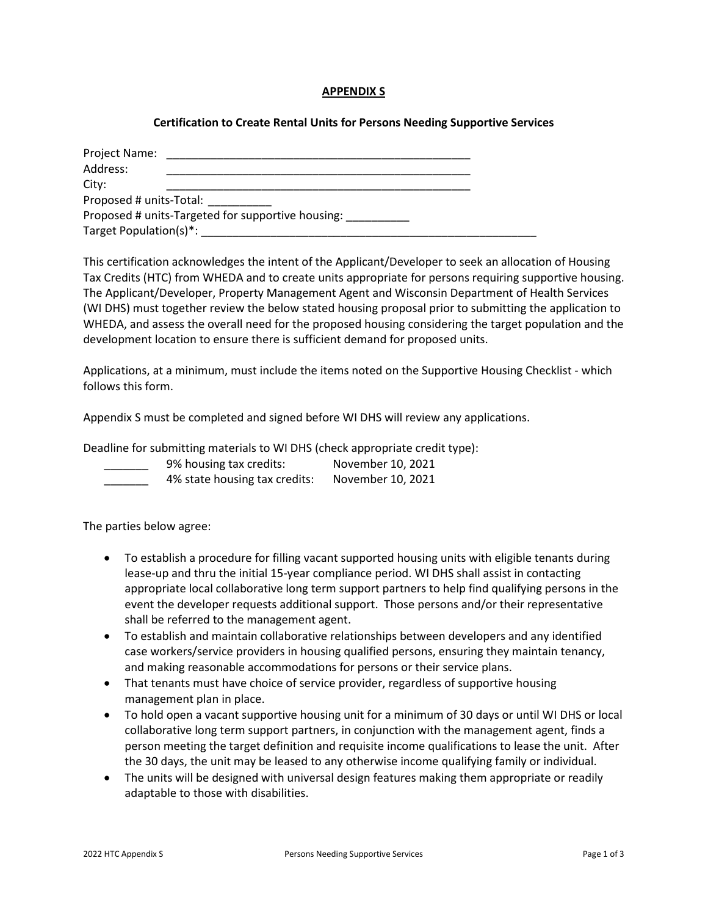## APPENDIX S

### Certification to Create Rental Units for Persons Needing Supportive Services

Project Name: ________________________________________________

Address: ________________________________________________

City: ________________________________________________

Proposed # units-Total: __________

Proposed # units-Targeted for supportive housing: __________

Target Population(s)*: ______________________________________________________

This certification acknowledges the intent of the Applicant/Developer to seek an allocation of Housing Tax Credits (HTC) from WHEDA and to create units appropriate for persons requiring supportive housing. The Applicant/Developer, Property Management Agent and Wisconsin Department of Health Services (WI DHS) must together review the below stated housing proposal prior to submitting the application to WHEDA, and assess the overall need for the proposed housing considering the target population and the development location to ensure there is sufficient demand for proposed units.

Applications, at a minimum, must include the items noted on the Supportive Housing Checklist - which follows this form.

Appendix S must be completed and signed before WI DHS will review any applications.

Deadline for submitting materials to WI DHS (check appropriate credit type):

| | | |
|---|---|---|
| _______ | 9% housing tax credits: | November 10, 2021 |
| _______ | 4% state housing tax credits: | November 10, 2021 |

The parties below agree:

- To establish a procedure for filling vacant supported housing units with eligible tenants during lease-up and thru the initial 15-year compliance period. WI DHS shall assist in contacting appropriate local collaborative long term support partners to help find qualifying persons in the event the developer requests additional support. Those persons and/or their representative shall be referred to the management agent.
- To establish and maintain collaborative relationships between developers and any identified case workers/service providers in housing qualified persons, ensuring they maintain tenancy, and making reasonable accommodations for persons or their service plans.
- That tenants must have choice of service provider, regardless of supportive housing management plan in place.
- To hold open a vacant supportive housing unit for a minimum of 30 days or until WI DHS or local collaborative long term support partners, in conjunction with the management agent, finds a person meeting the target definition and requisite income qualifications to lease the unit. After the 30 days, the unit may be leased to any otherwise income qualifying family or individual.
- The units will be designed with universal design features making them appropriate or readily adaptable to those with disabilities.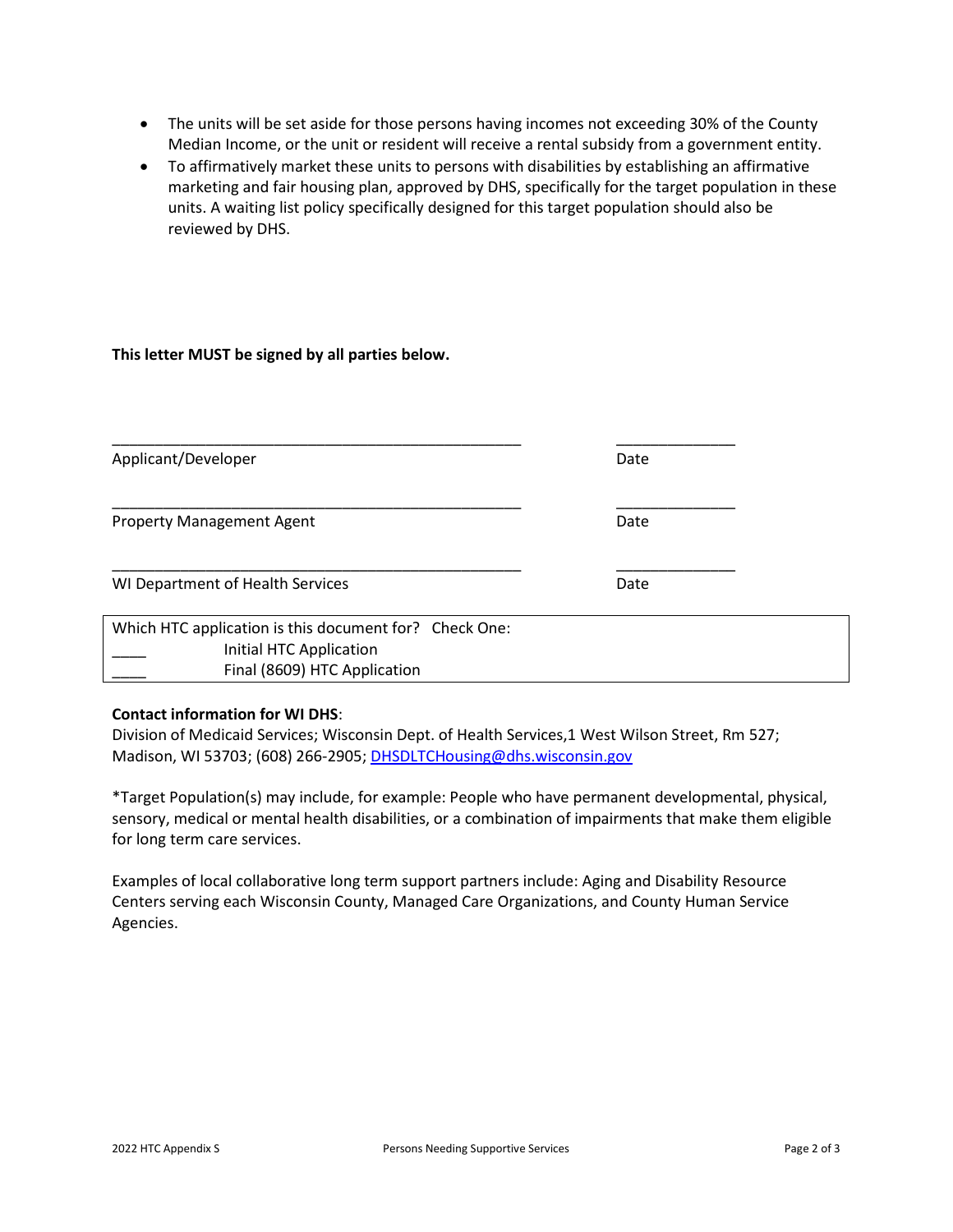- The units will be set aside for those persons having incomes not exceeding 30% of the County Median Income, or the unit or resident will receive a rental subsidy from a government entity.
- To affirmatively market these units to persons with disabilities by establishing an affirmative marketing and fair housing plan, approved by DHS, specifically for the target population in these units. A waiting list policy specifically designed for this target population should also be reviewed by DHS.

**This letter MUST be signed by all parties below.**

\_\_\_\_\_\_\_\_\_\_\_\_\_\_\_\_\_\_\_\_\_\_\_\_\_\_\_\_\_\_\_\_\_\_\_\_\_\_\_\_\_\_\_\_\_\_ \_\_\_\_\_\_\_\_\_\_\_\_\_\_

Applicant/Developer Date

\_\_\_\_\_\_\_\_\_\_\_\_\_\_\_\_\_\_\_\_\_\_\_\_\_\_\_\_\_\_\_\_\_\_\_\_\_\_\_\_\_\_\_\_\_\_ \_\_\_\_\_\_\_\_\_\_\_\_\_\_

Property Management Agent Date

\_\_\_\_\_\_\_\_\_\_\_\_\_\_\_\_\_\_\_\_\_\_\_\_\_\_\_\_\_\_\_\_\_\_\_\_\_\_\_\_\_\_\_\_\_\_ \_\_\_\_\_\_\_\_\_\_\_\_\_\_

WI Department of Health Services Date

Which HTC application is this document for? Check One:

\_\_\_\_ Initial HTC Application

\_\_\_\_ Final (8609) HTC Application

**Contact information for WI DHS**:
Division of Medicaid Services; Wisconsin Dept. of Health Services,1 West Wilson Street, Rm 527; Madison, WI 53703; (608) 266-2905; DHSDLTCHousing@dhs.wisconsin.gov

*Target Population(s) may include, for example: People who have permanent developmental, physical, sensory, medical or mental health disabilities, or a combination of impairments that make them eligible for long term care services.

Examples of local collaborative long term support partners include: Aging and Disability Resource Centers serving each Wisconsin County, Managed Care Organizations, and County Human Service Agencies.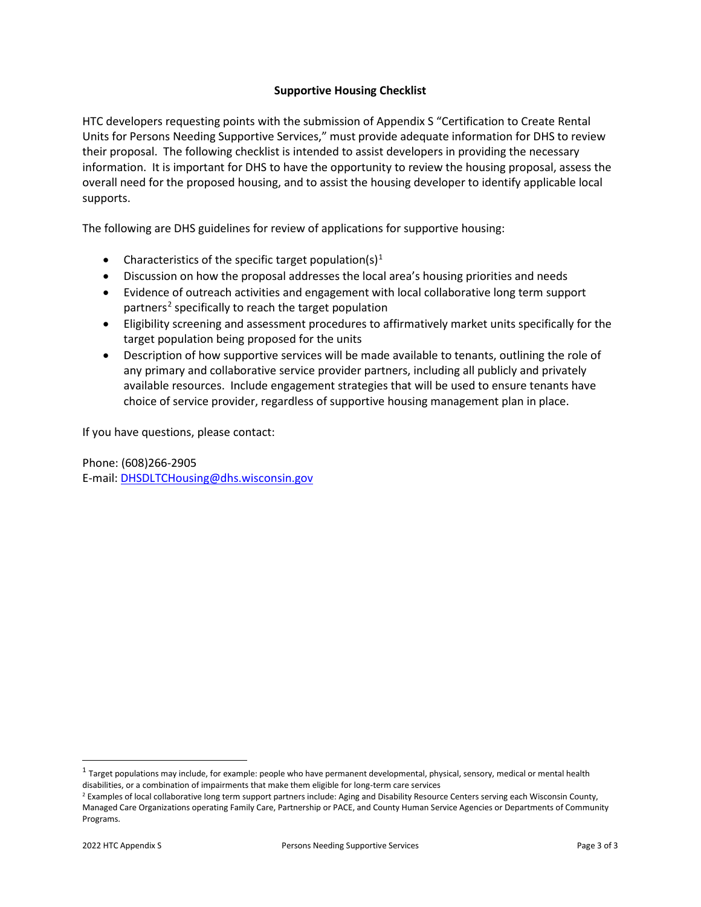## Supportive Housing Checklist

HTC developers requesting points with the submission of Appendix S "Certification to Create Rental Units for Persons Needing Supportive Services," must provide adequate information for DHS to review their proposal. The following checklist is intended to assist developers in providing the necessary information. It is important for DHS to have the opportunity to review the housing proposal, assess the overall need for the proposed housing, and to assist the housing developer to identify applicable local supports.

The following are DHS guidelines for review of applications for supportive housing:

- Characteristics of the specific target population(s)[1]
- Discussion on how the proposal addresses the local area's housing priorities and needs
- Evidence of outreach activities and engagement with local collaborative long term support partners[2] specifically to reach the target population
- Eligibility screening and assessment procedures to affirmatively market units specifically for the target population being proposed for the units
- Description of how supportive services will be made available to tenants, outlining the role of any primary and collaborative service provider partners, including all publicly and privately available resources. Include engagement strategies that will be used to ensure tenants have choice of service provider, regardless of supportive housing management plan in place.

If you have questions, please contact:

Phone: (608)266-2905
E-mail: DHSDLTCHousing@dhs.wisconsin.gov

---

[1] Target populations may include, for example: people who have permanent developmental, physical, sensory, medical or mental health disabilities, or a combination of impairments that make them eligible for long-term care services

[2] Examples of local collaborative long term support partners include: Aging and Disability Resource Centers serving each Wisconsin County, Managed Care Organizations operating Family Care, Partnership or PACE, and County Human Service Agencies or Departments of Community Programs.